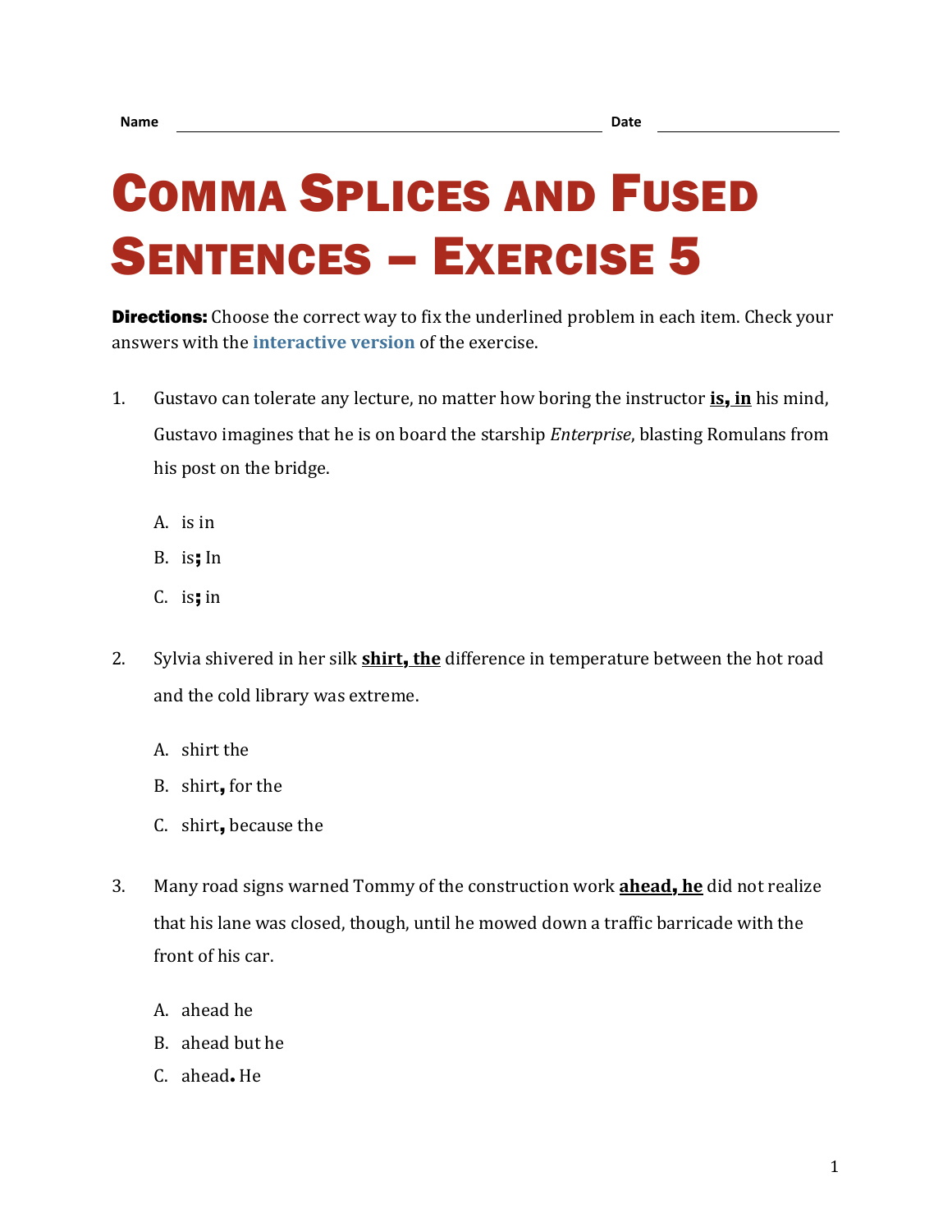Name ______________________________ Date ______________

# Comma Splices and Fused Sentences – Exercise 5

**Directions:** Choose the correct way to fix the underlined problem in each item. Check your answers with the interactive version of the exercise.

1. Gustavo can tolerate any lecture, no matter how boring the instructor **<u>is, in</u>** his mind, Gustavo imagines that he is on board the starship *Enterprise*, blasting Romulans from his post on the bridge.

   A. is in
   
   B. is**;** In
   
   C. is**;** in

2. Sylvia shivered in her silk **<u>shirt, the</u>** difference in temperature between the hot road and the cold library was extreme.

   A. shirt the
   
   B. shirt**,** for the
   
   C. shirt**,** because the

3. Many road signs warned Tommy of the construction work **<u>ahead, he</u>** did not realize that his lane was closed, though, until he mowed down a traffic barricade with the front of his car.

   A. ahead he
   
   B. ahead but he
   
   C. ahead**.** He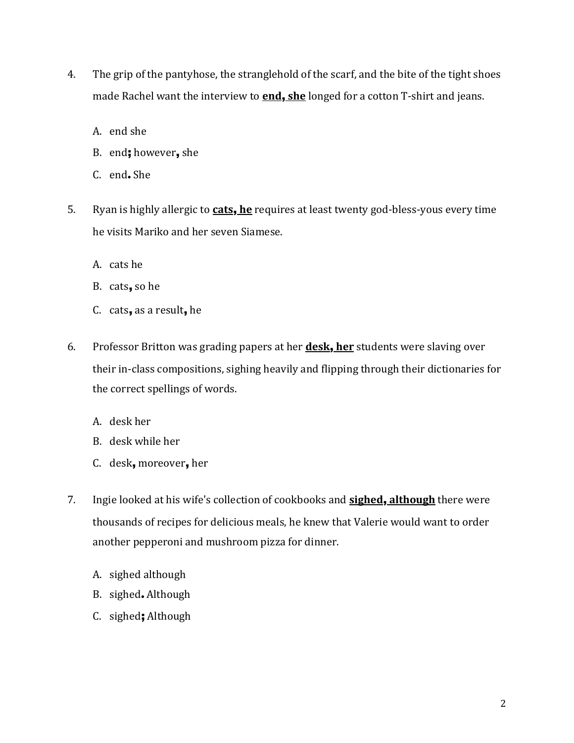4. The grip of the pantyhose, the stranglehold of the scarf, and the bite of the tight shoes made Rachel want the interview to **<u>end, she</u>** longed for a cotton T-shirt and jeans.

   A. end she
   B. end**;** however**,** she
   C. end**.** She

5. Ryan is highly allergic to **<u>cats, he</u>** requires at least twenty god-bless-yous every time he visits Mariko and her seven Siamese.

   A. cats he
   B. cats**,** so he
   C. cats**,** as a result**,** he

6. Professor Britton was grading papers at her **<u>desk, her</u>** students were slaving over their in-class compositions, sighing heavily and flipping through their dictionaries for the correct spellings of words.

   A. desk her
   B. desk while her
   C. desk**,** moreover**,** her

7. Ingie looked at his wife's collection of cookbooks and **<u>sighed, although</u>** there were thousands of recipes for delicious meals, he knew that Valerie would want to order another pepperoni and mushroom pizza for dinner.

   A. sighed although
   B. sighed**.** Although
   C. sighed**;** Although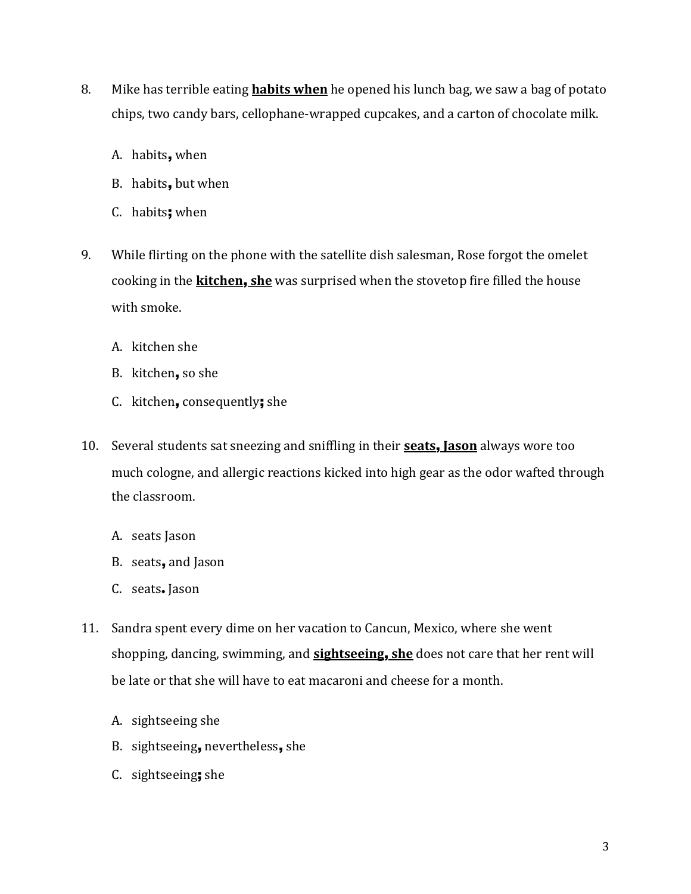8. Mike has terrible eating **<u>habits when</u>** he opened his lunch bag, we saw a bag of potato chips, two candy bars, cellophane-wrapped cupcakes, and a carton of chocolate milk.

   A. habits**,** when

   B. habits**,** but when

   C. habits**;** when

9. While flirting on the phone with the satellite dish salesman, Rose forgot the omelet cooking in the **<u>kitchen, she</u>** was surprised when the stovetop fire filled the house with smoke.

   A. kitchen she

   B. kitchen**,** so she

   C. kitchen**,** consequently**;** she

10. Several students sat sneezing and sniffling in their **<u>seats, Jason</u>** always wore too much cologne, and allergic reactions kicked into high gear as the odor wafted through the classroom.

    A. seats Jason

    B. seats**,** and Jason

    C. seats**.** Jason

11. Sandra spent every dime on her vacation to Cancun, Mexico, where she went shopping, dancing, swimming, and **<u>sightseeing, she</u>** does not care that her rent will be late or that she will have to eat macaroni and cheese for a month.

    A. sightseeing she

    B. sightseeing**,** nevertheless**,** she

    C. sightseeing**;** she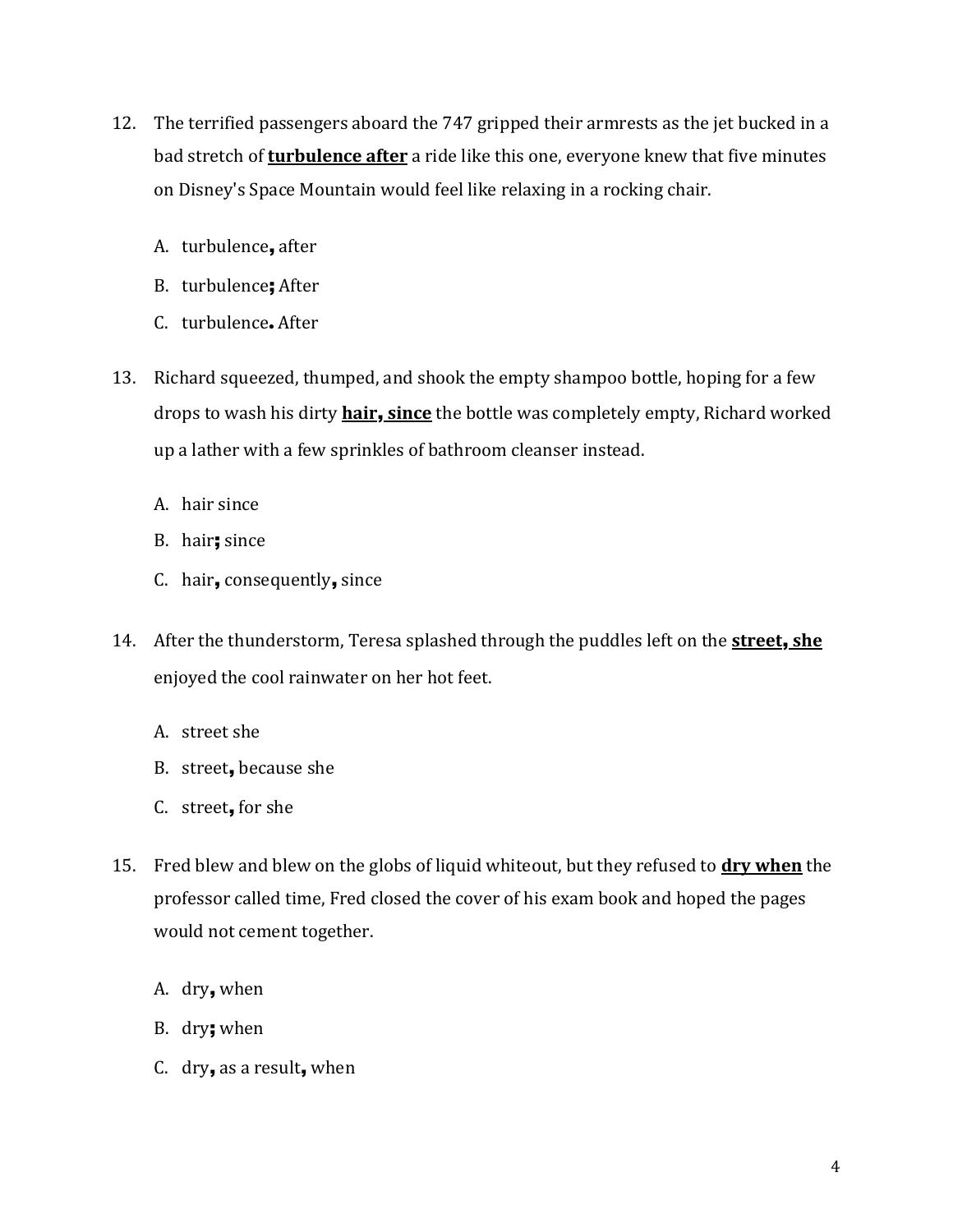12. The terrified passengers aboard the 747 gripped their armrests as the jet bucked in a bad stretch of **turbulence after** a ride like this one, everyone knew that five minutes on Disney's Space Mountain would feel like relaxing in a rocking chair.

    A. turbulence**,** after

    B. turbulence**;** After

    C. turbulence**.** After

13. Richard squeezed, thumped, and shook the empty shampoo bottle, hoping for a few drops to wash his dirty **hair, since** the bottle was completely empty, Richard worked up a lather with a few sprinkles of bathroom cleanser instead.

    A. hair since

    B. hair**;** since

    C. hair**,** consequently**,** since

14. After the thunderstorm, Teresa splashed through the puddles left on the **street, she** enjoyed the cool rainwater on her hot feet.

    A. street she

    B. street**,** because she

    C. street**,** for she

15. Fred blew and blew on the globs of liquid whiteout, but they refused to **dry when** the professor called time, Fred closed the cover of his exam book and hoped the pages would not cement together.

    A. dry**,** when

    B. dry**;** when

    C. dry**,** as a result**,** when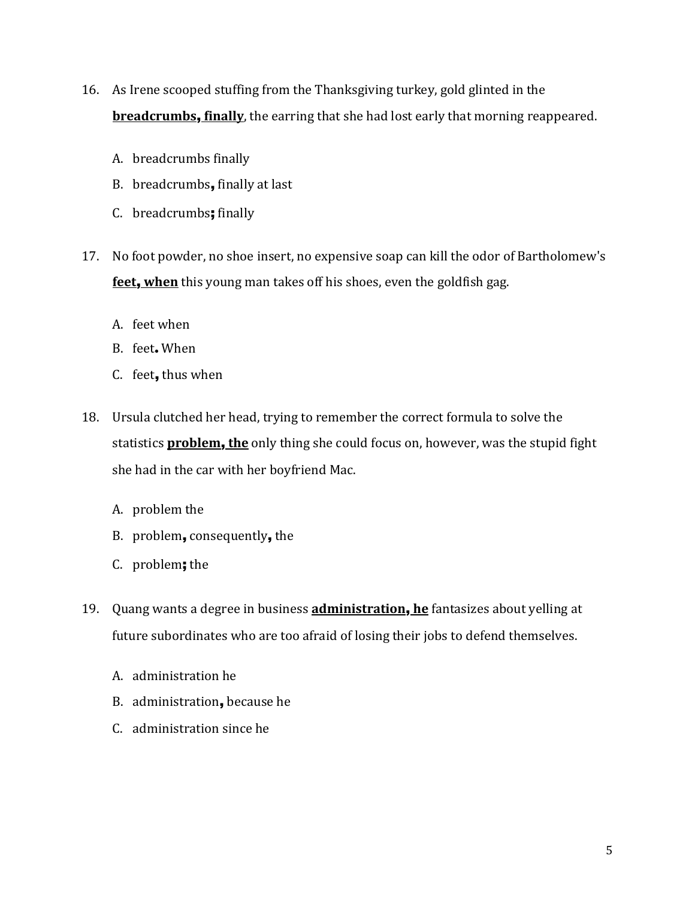16. As Irene scooped stuffing from the Thanksgiving turkey, gold glinted in the <u>**breadcrumbs, finally**</u>, the earring that she had lost early that morning reappeared.

    A. breadcrumbs finally
    B. breadcrumbs**,** finally at last
    C. breadcrumbs**;** finally

17. No foot powder, no shoe insert, no expensive soap can kill the odor of Bartholomew's <u>**feet, when**</u> this young man takes off his shoes, even the goldfish gag.

    A. feet when
    B. feet**.** When
    C. feet**,** thus when

18. Ursula clutched her head, trying to remember the correct formula to solve the statistics <u>**problem, the**</u> only thing she could focus on, however, was the stupid fight she had in the car with her boyfriend Mac.

    A. problem the
    B. problem**,** consequently**,** the
    C. problem**;** the

19. Quang wants a degree in business <u>**administration, he**</u> fantasizes about yelling at future subordinates who are too afraid of losing their jobs to defend themselves.

    A. administration he
    B. administration**,** because he
    C. administration since he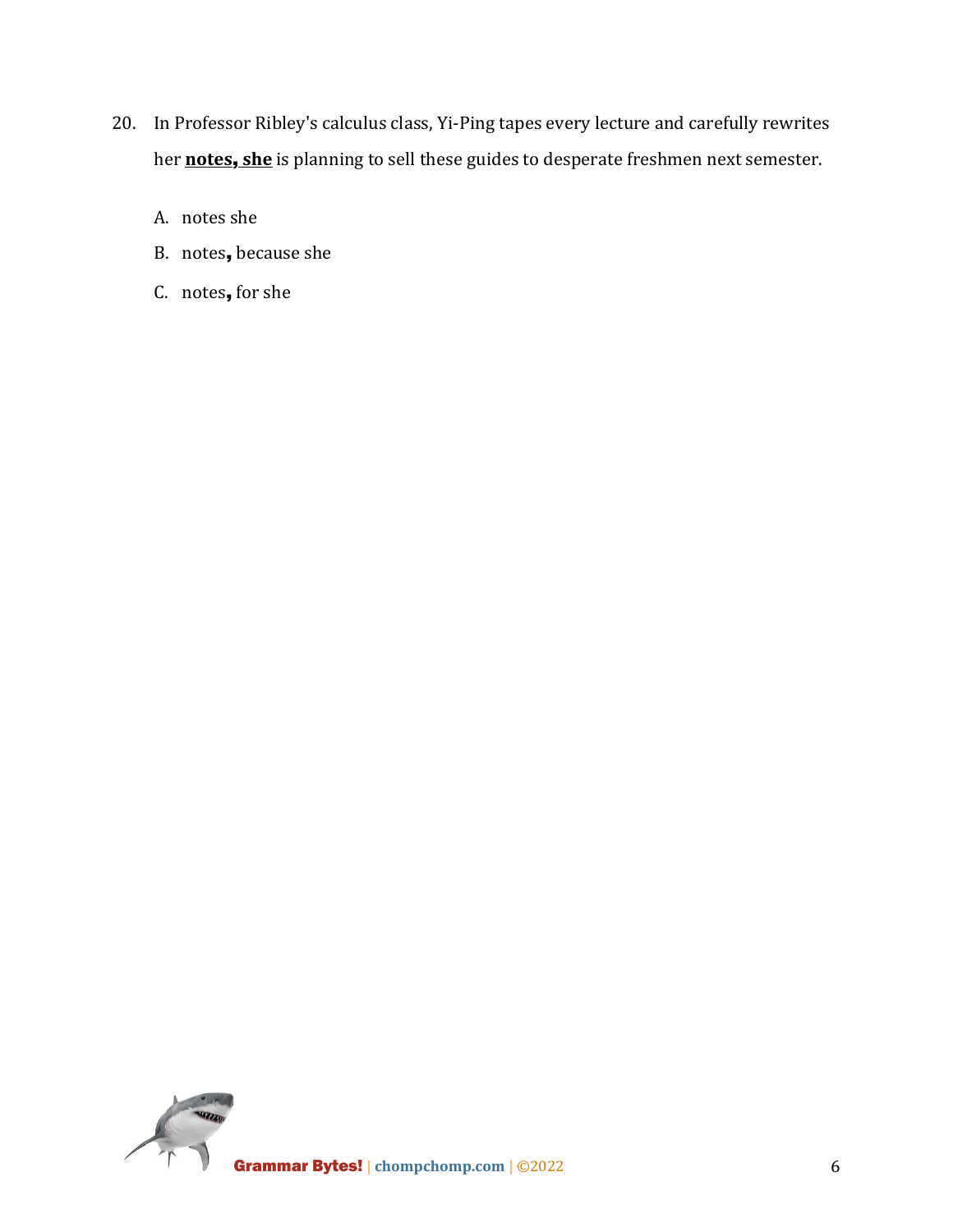20. In Professor Ribley's calculus class, Yi-Ping tapes every lecture and carefully rewrites her <u>**notes, she**</u> is planning to sell these guides to desperate freshmen next semester.

    A. notes she

    B. notes**,** because she

    C. notes**,** for she